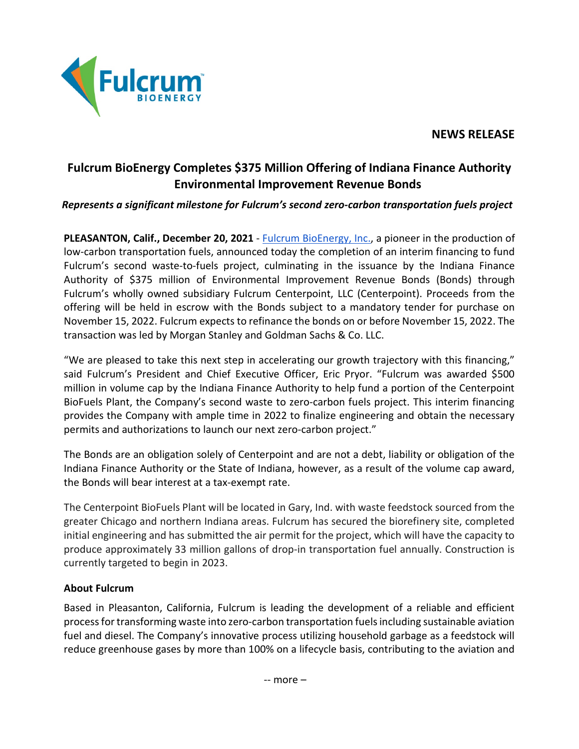**NEWS RELEASE**

# Fulcrum BioEnergy Completes $375 Million Offering of Indiana Finance Authority Environmental Improvement Revenue Bonds

***Represents a significant milestone for Fulcrum's second zero-carbon transportation fuels project***

**PLEASANTON, Calif., December 20, 2021** - Fulcrum BioEnergy, Inc., a pioneer in the production of low-carbon transportation fuels, announced today the completion of an interim financing to fund Fulcrum's second waste-to-fuels project, culminating in the issuance by the Indiana Finance Authority of $375 million of Environmental Improvement Revenue Bonds (Bonds) through Fulcrum's wholly owned subsidiary Fulcrum Centerpoint, LLC (Centerpoint). Proceeds from the offering will be held in escrow with the Bonds subject to a mandatory tender for purchase on November 15, 2022. Fulcrum expects to refinance the bonds on or before November 15, 2022. The transaction was led by Morgan Stanley and Goldman Sachs & Co. LLC.

"We are pleased to take this next step in accelerating our growth trajectory with this financing," said Fulcrum's President and Chief Executive Officer, Eric Pryor. "Fulcrum was awarded $500 million in volume cap by the Indiana Finance Authority to help fund a portion of the Centerpoint BioFuels Plant, the Company's second waste to zero-carbon fuels project. This interim financing provides the Company with ample time in 2022 to finalize engineering and obtain the necessary permits and authorizations to launch our next zero-carbon project."

The Bonds are an obligation solely of Centerpoint and are not a debt, liability or obligation of the Indiana Finance Authority or the State of Indiana, however, as a result of the volume cap award, the Bonds will bear interest at a tax-exempt rate.

The Centerpoint BioFuels Plant will be located in Gary, Ind. with waste feedstock sourced from the greater Chicago and northern Indiana areas. Fulcrum has secured the biorefinery site, completed initial engineering and has submitted the air permit for the project, which will have the capacity to produce approximately 33 million gallons of drop-in transportation fuel annually. Construction is currently targeted to begin in 2023.

**About Fulcrum**

Based in Pleasanton, California, Fulcrum is leading the development of a reliable and efficient process for transforming waste into zero-carbon transportation fuels including sustainable aviation fuel and diesel. The Company's innovative process utilizing household garbage as a feedstock will reduce greenhouse gases by more than 100% on a lifecycle basis, contributing to the aviation and

-- more –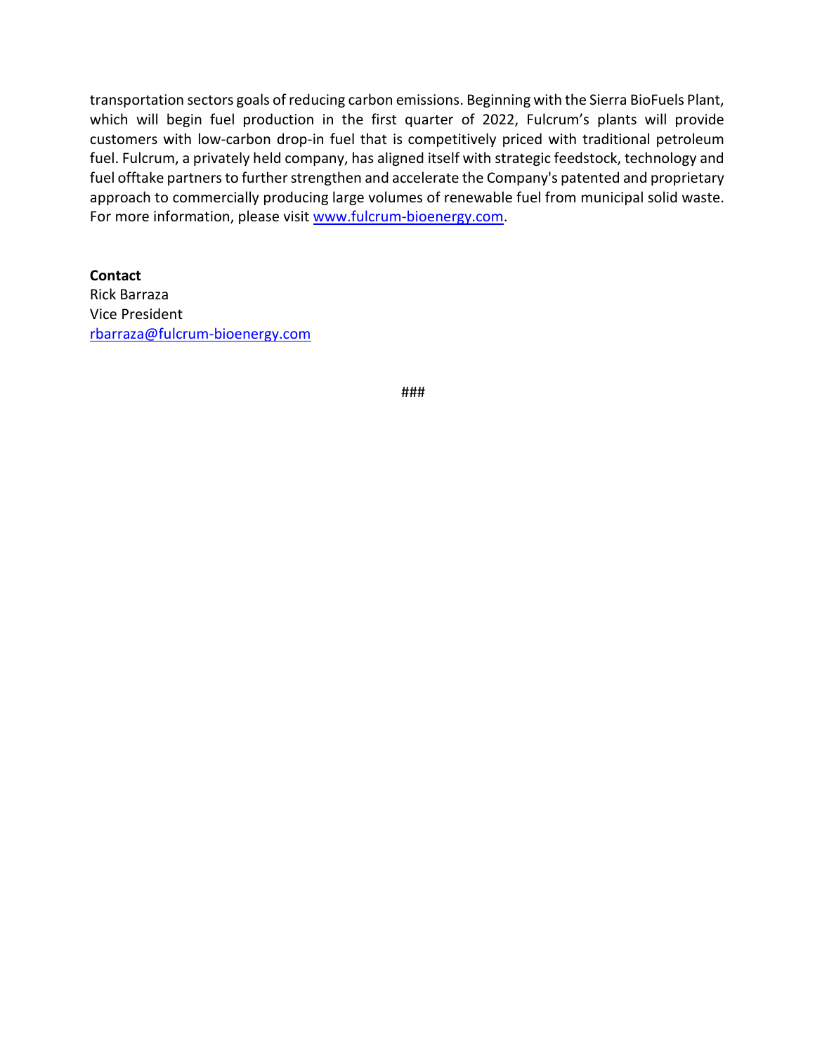transportation sectors goals of reducing carbon emissions. Beginning with the Sierra BioFuels Plant, which will begin fuel production in the first quarter of 2022, Fulcrum's plants will provide customers with low-carbon drop-in fuel that is competitively priced with traditional petroleum fuel. Fulcrum, a privately held company, has aligned itself with strategic feedstock, technology and fuel offtake partners to further strengthen and accelerate the Company's patented and proprietary approach to commercially producing large volumes of renewable fuel from municipal solid waste. For more information, please visit www.fulcrum-bioenergy.com.

**Contact**
Rick Barraza
Vice President
rbarraza@fulcrum-bioenergy.com

###